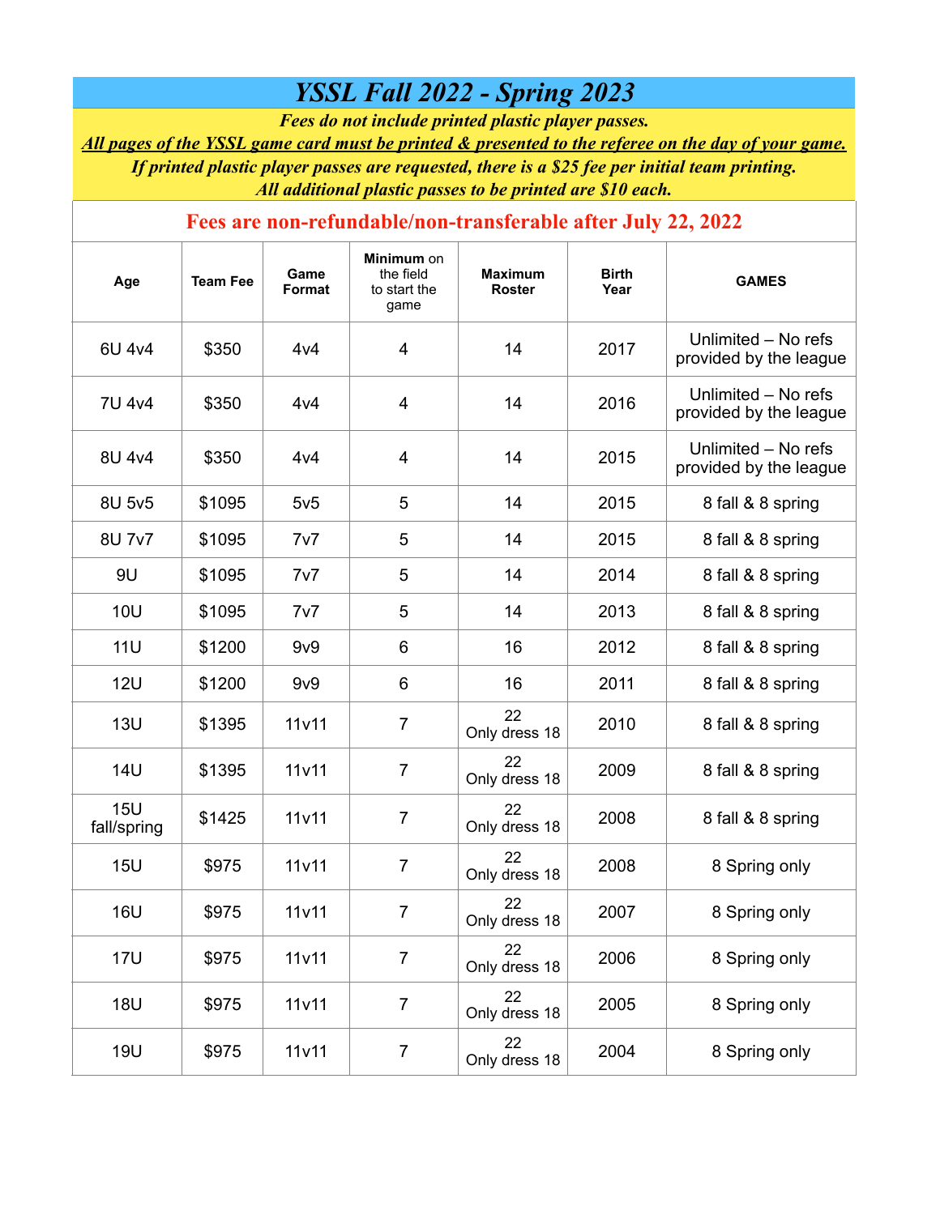# *YSSL Fall 2022 - Spring 2023*

***Fees do not include printed plastic player passes.***

***<u>All pages of the YSSL game card must be printed & presented to the referee on the day of your game.</u>***

***If printed plastic player passes are requested, there is a $25 fee per initial team printing.***

***All additional plastic passes to be printed are $10 each.***

**Fees are non-refundable/non-transferable after July 22, 2022**

| Age | Team Fee | Game Format | **Minimum** on the field to start the game | Maximum Roster | Birth Year | GAMES |
|---|---|---|---|---|---|---|
| 6U 4v4 | $350 | 4v4 | 4 | 14 | 2017 | Unlimited – No refs provided by the league |
| 7U 4v4 | $350 | 4v4 | 4 | 14 | 2016 | Unlimited – No refs provided by the league |
| 8U 4v4 | $350 | 4v4 | 4 | 14 | 2015 | Unlimited – No refs provided by the league |
| 8U 5v5 | $1095 | 5v5 | 5 | 14 | 2015 | 8 fall & 8 spring |
| 8U 7v7 | $1095 | 7v7 | 5 | 14 | 2015 | 8 fall & 8 spring |
| 9U | $1095 | 7v7 | 5 | 14 | 2014 | 8 fall & 8 spring |
| 10U | $1095 | 7v7 | 5 | 14 | 2013 | 8 fall & 8 spring |
| 11U | $1200 | 9v9 | 6 | 16 | 2012 | 8 fall & 8 spring |
| 12U | $1200 | 9v9 | 6 | 16 | 2011 | 8 fall & 8 spring |
| 13U | $1395 | 11v11 | 7 | 22 Only dress 18 | 2010 | 8 fall & 8 spring |
| 14U | $1395 | 11v11 | 7 | 22 Only dress 18 | 2009 | 8 fall & 8 spring |
| 15U fall/spring | $1425 | 11v11 | 7 | 22 Only dress 18 | 2008 | 8 fall & 8 spring |
| 15U | $975 | 11v11 | 7 | 22 Only dress 18 | 2008 | 8 Spring only |
| 16U | $975 | 11v11 | 7 | 22 Only dress 18 | 2007 | 8 Spring only |
| 17U | $975 | 11v11 | 7 | 22 Only dress 18 | 2006 | 8 Spring only |
| 18U | $975 | 11v11 | 7 | 22 Only dress 18 | 2005 | 8 Spring only |
| 19U | $975 | 11v11 | 7 | 22 Only dress 18 | 2004 | 8 Spring only |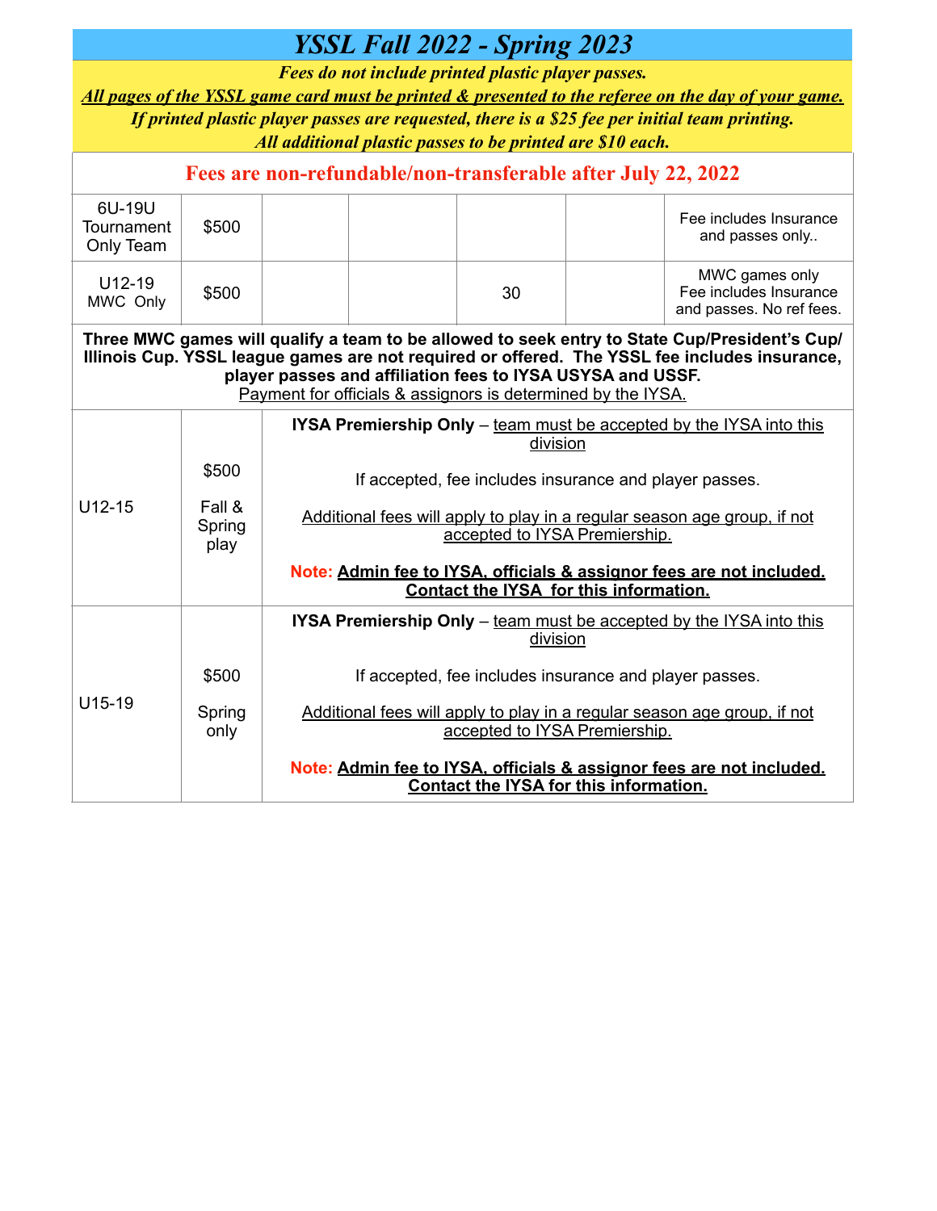# *YSSL Fall 2022 - Spring 2023*

***Fees do not include printed plastic player passes.***

***<u>All pages of the YSSL game card must be printed & presented to the referee on the day of your game.</u>***

***If printed plastic player passes are requested, there is a $25 fee per initial team printing.***

***All additional plastic passes to be printed are $10 each.***

**Fees are non-refundable/non-transferable after July 22, 2022**

| | | | | | | |
|---|---|---|---|---|---|---|
| 6U-19U Tournament Only Team | $500 | | | | | Fee includes Insurance and passes only.. |
| U12-19 MWC Only | $500 | | | 30 | | MWC games only Fee includes Insurance and passes. No ref fees. |

**Three MWC games will qualify a team to be allowed to seek entry to State Cup/President's Cup/ Illinois Cup. YSSL league games are not required or offered. The YSSL fee includes insurance, player passes and affiliation fees to IYSA USYSA and USSF.**

<u>Payment for officials & assignors is determined by the IYSA.</u>

| | | |
|---|---|---|
| U12-15 | $500<br><br>Fall & Spring play | **IYSA Premiership Only** – <u>team must be accepted by the IYSA into this division</u><br><br>If accepted, fee includes insurance and player passes.<br><br><u>Additional fees will apply to play in a regular season age group, if not accepted to IYSA Premiership.</u><br><br>**Note: <u>Admin fee to IYSA, officials & assignor fees are not included. Contact the IYSA for this information.</u>** |
| U15-19 | $500<br><br>Spring only | **IYSA Premiership Only** – <u>team must be accepted by the IYSA into this division</u><br><br>If accepted, fee includes insurance and player passes.<br><br><u>Additional fees will apply to play in a regular season age group, if not accepted to IYSA Premiership.</u><br><br>**Note: <u>Admin fee to IYSA, officials & assignor fees are not included. Contact the IYSA for this information.</u>** |